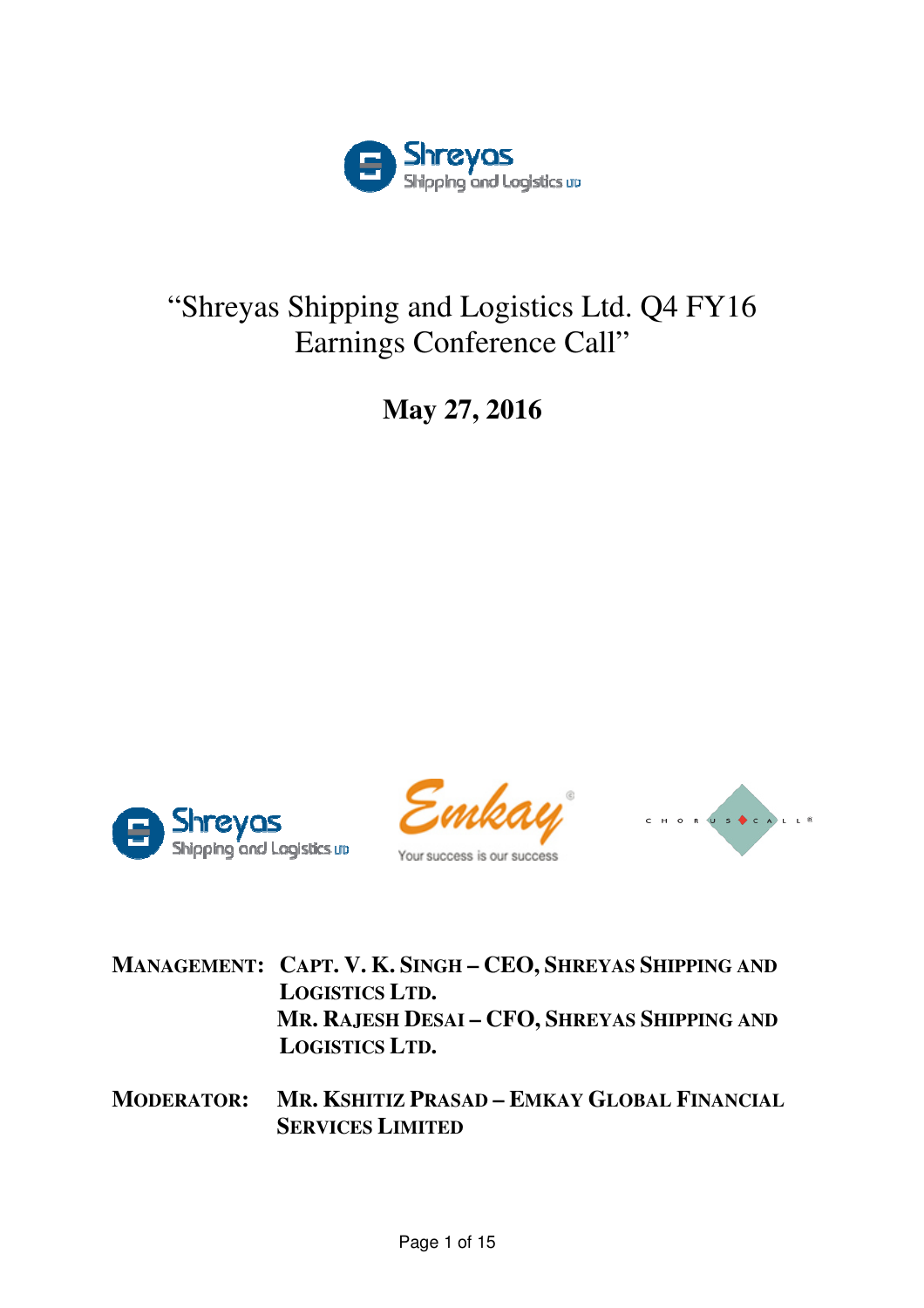# "Shreyas Shipping and Logistics Ltd. Q4 FY16 Earnings Conference Call"

**May 27, 2016**

**MANAGEMENT:** **CAPT. V. K. SINGH – CEO, SHREYAS SHIPPING AND LOGISTICS LTD.**
**MR. RAJESH DESAI – CFO, SHREYAS SHIPPING AND LOGISTICS LTD.**

**MODERATOR:** **MR. KSHITIZ PRASAD – EMKAY GLOBAL FINANCIAL SERVICES LIMITED**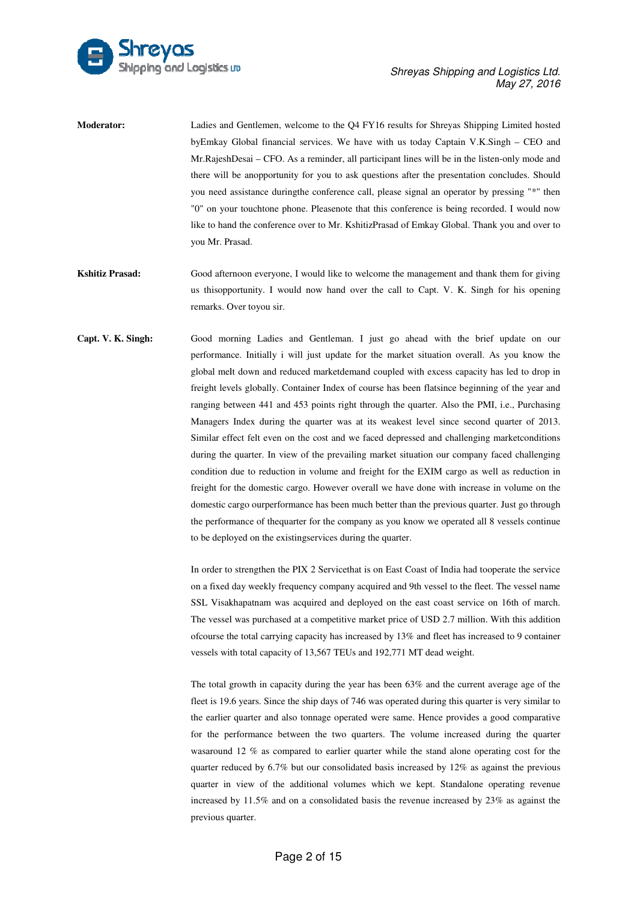**Moderator:** Ladies and Gentlemen, welcome to the Q4 FY16 results for Shreyas Shipping Limited hosted byEmkay Global financial services. We have with us today Captain V.K.Singh – CEO and Mr.RajeshDesai – CFO. As a reminder, all participant lines will be in the listen-only mode and there will be anopportunity for you to ask questions after the presentation concludes. Should you need assistance duringthe conference call, please signal an operator by pressing "*" then "0" on your touchtone phone. Pleasenote that this conference is being recorded. I would now like to hand the conference over to Mr. KshitizPrasad of Emkay Global. Thank you and over to you Mr. Prasad.

**Kshitiz Prasad:** Good afternoon everyone, I would like to welcome the management and thank them for giving us thisopportunity. I would now hand over the call to Capt. V. K. Singh for his opening remarks. Over toyou sir.

**Capt. V. K. Singh:** Good morning Ladies and Gentleman. I just go ahead with the brief update on our performance. Initially i will just update for the market situation overall. As you know the global melt down and reduced marketdemand coupled with excess capacity has led to drop in freight levels globally. Container Index of course has been flatsince beginning of the year and ranging between 441 and 453 points right through the quarter. Also the PMI, i.e., Purchasing Managers Index during the quarter was at its weakest level since second quarter of 2013. Similar effect felt even on the cost and we faced depressed and challenging marketconditions during the quarter. In view of the prevailing market situation our company faced challenging condition due to reduction in volume and freight for the EXIM cargo as well as reduction in freight for the domestic cargo. However overall we have done with increase in volume on the domestic cargo ourperformance has been much better than the previous quarter. Just go through the performance of thequarter for the company as you know we operated all 8 vessels continue to be deployed on the existingservices during the quarter.

In order to strengthen the PIX 2 Servicethat is on East Coast of India had tooperate the service on a fixed day weekly frequency company acquired and 9th vessel to the fleet. The vessel name SSL Visakhapatnam was acquired and deployed on the east coast service on 16th of march. The vessel was purchased at a competitive market price of USD 2.7 million. With this addition ofcourse the total carrying capacity has increased by 13% and fleet has increased to 9 container vessels with total capacity of 13,567 TEUs and 192,771 MT dead weight.

The total growth in capacity during the year has been 63% and the current average age of the fleet is 19.6 years. Since the ship days of 746 was operated during this quarter is very similar to the earlier quarter and also tonnage operated were same. Hence provides a good comparative for the performance between the two quarters. The volume increased during the quarter wasaround 12 % as compared to earlier quarter while the stand alone operating cost for the quarter reduced by 6.7% but our consolidated basis increased by 12% as against the previous quarter in view of the additional volumes which we kept. Standalone operating revenue increased by 11.5% and on a consolidated basis the revenue increased by 23% as against the previous quarter.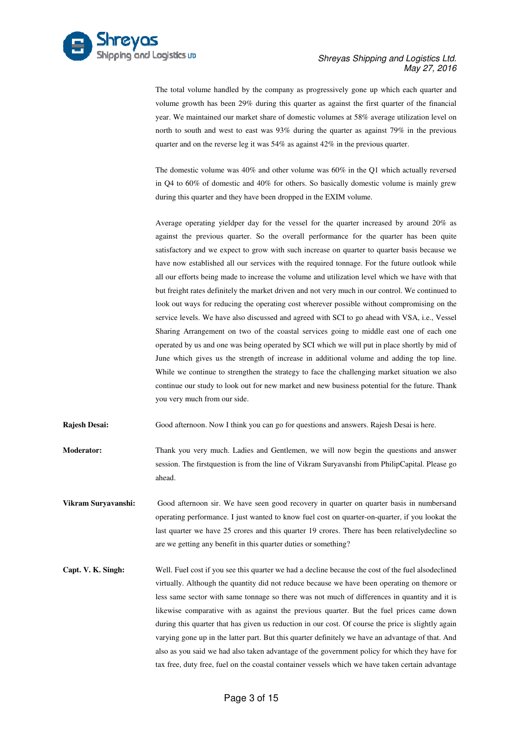The total volume handled by the company as progressively gone up which each quarter and volume growth has been 29% during this quarter as against the first quarter of the financial year. We maintained our market share of domestic volumes at 58% average utilization level on north to south and west to east was 93% during the quarter as against 79% in the previous quarter and on the reverse leg it was 54% as against 42% in the previous quarter.

The domestic volume was 40% and other volume was 60% in the Q1 which actually reversed in Q4 to 60% of domestic and 40% for others. So basically domestic volume is mainly grew during this quarter and they have been dropped in the EXIM volume.

Average operating yieldper day for the vessel for the quarter increased by around 20% as against the previous quarter. So the overall performance for the quarter has been quite satisfactory and we expect to grow with such increase on quarter to quarter basis because we have now established all our services with the required tonnage. For the future outlook while all our efforts being made to increase the volume and utilization level which we have with that but freight rates definitely the market driven and not very much in our control. We continued to look out ways for reducing the operating cost wherever possible without compromising on the service levels. We have also discussed and agreed with SCI to go ahead with VSA, i.e., Vessel Sharing Arrangement on two of the coastal services going to middle east one of each one operated by us and one was being operated by SCI which we will put in place shortly by mid of June which gives us the strength of increase in additional volume and adding the top line. While we continue to strengthen the strategy to face the challenging market situation we also continue our study to look out for new market and new business potential for the future. Thank you very much from our side.

**Rajesh Desai:** Good afternoon. Now I think you can go for questions and answers. Rajesh Desai is here.

**Moderator:** Thank you very much. Ladies and Gentlemen, we will now begin the questions and answer session. The firstquestion is from the line of Vikram Suryavanshi from PhilipCapital. Please go ahead.

**Vikram Suryavanshi:** Good afternoon sir. We have seen good recovery in quarter on quarter basis in numbersand operating performance. I just wanted to know fuel cost on quarter-on-quarter, if you lookat the last quarter we have 25 crores and this quarter 19 crores. There has been relativelydecline so are we getting any benefit in this quarter duties or something?

**Capt. V. K. Singh:** Well. Fuel cost if you see this quarter we had a decline because the cost of the fuel alsodeclined virtually. Although the quantity did not reduce because we have been operating on themore or less same sector with same tonnage so there was not much of differences in quantity and it is likewise comparative with as against the previous quarter. But the fuel prices came down during this quarter that has given us reduction in our cost. Of course the price is slightly again varying gone up in the latter part. But this quarter definitely we have an advantage of that. And also as you said we had also taken advantage of the government policy for which they have for tax free, duty free, fuel on the coastal container vessels which we have taken certain advantage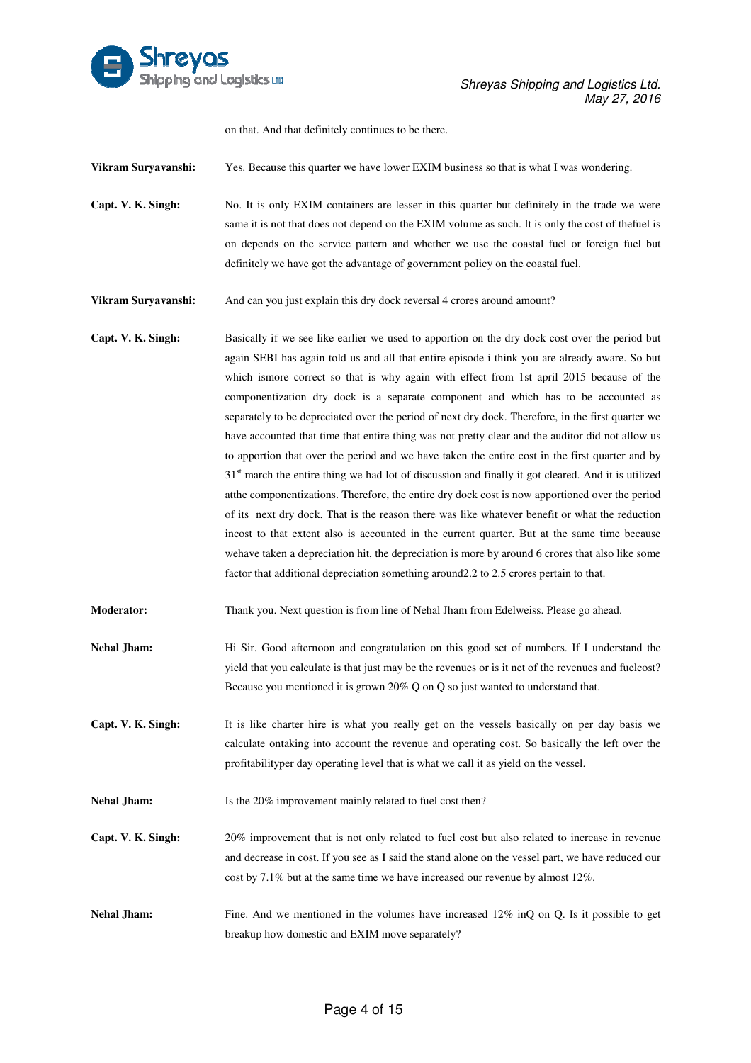on that. And that definitely continues to be there.

**Vikram Suryavanshi:** Yes. Because this quarter we have lower EXIM business so that is what I was wondering.

**Capt. V. K. Singh:** No. It is only EXIM containers are lesser in this quarter but definitely in the trade we were same it is not that does not depend on the EXIM volume as such. It is only the cost of thefuel is on depends on the service pattern and whether we use the coastal fuel or foreign fuel but definitely we have got the advantage of government policy on the coastal fuel.

**Vikram Suryavanshi:** And can you just explain this dry dock reversal 4 crores around amount?

**Capt. V. K. Singh:** Basically if we see like earlier we used to apportion on the dry dock cost over the period but again SEBI has again told us and all that entire episode i think you are already aware. So but which ismore correct so that is why again with effect from 1st april 2015 because of the componentization dry dock is a separate component and which has to be accounted as separately to be depreciated over the period of next dry dock. Therefore, in the first quarter we have accounted that time that entire thing was not pretty clear and the auditor did not allow us to apportion that over the period and we have taken the entire cost in the first quarter and by 31st march the entire thing we had lot of discussion and finally it got cleared. And it is utilized atthe componentizations. Therefore, the entire dry dock cost is now apportioned over the period of its next dry dock. That is the reason there was like whatever benefit or what the reduction incost to that extent also is accounted in the current quarter. But at the same time because wehave taken a depreciation hit, the depreciation is more by around 6 crores that also like some factor that additional depreciation something around2.2 to 2.5 crores pertain to that.

**Moderator:** Thank you. Next question is from line of Nehal Jham from Edelweiss. Please go ahead.

**Nehal Jham:** Hi Sir. Good afternoon and congratulation on this good set of numbers. If I understand the yield that you calculate is that just may be the revenues or is it net of the revenues and fuelcost? Because you mentioned it is grown 20% Q on Q so just wanted to understand that.

**Capt. V. K. Singh:** It is like charter hire is what you really get on the vessels basically on per day basis we calculate ontaking into account the revenue and operating cost. So basically the left over the profitabilityper day operating level that is what we call it as yield on the vessel.

**Nehal Jham:** Is the 20% improvement mainly related to fuel cost then?

**Capt. V. K. Singh:** 20% improvement that is not only related to fuel cost but also related to increase in revenue and decrease in cost. If you see as I said the stand alone on the vessel part, we have reduced our cost by 7.1% but at the same time we have increased our revenue by almost 12%.

**Nehal Jham:** Fine. And we mentioned in the volumes have increased 12% inQ on Q. Is it possible to get breakup how domestic and EXIM move separately?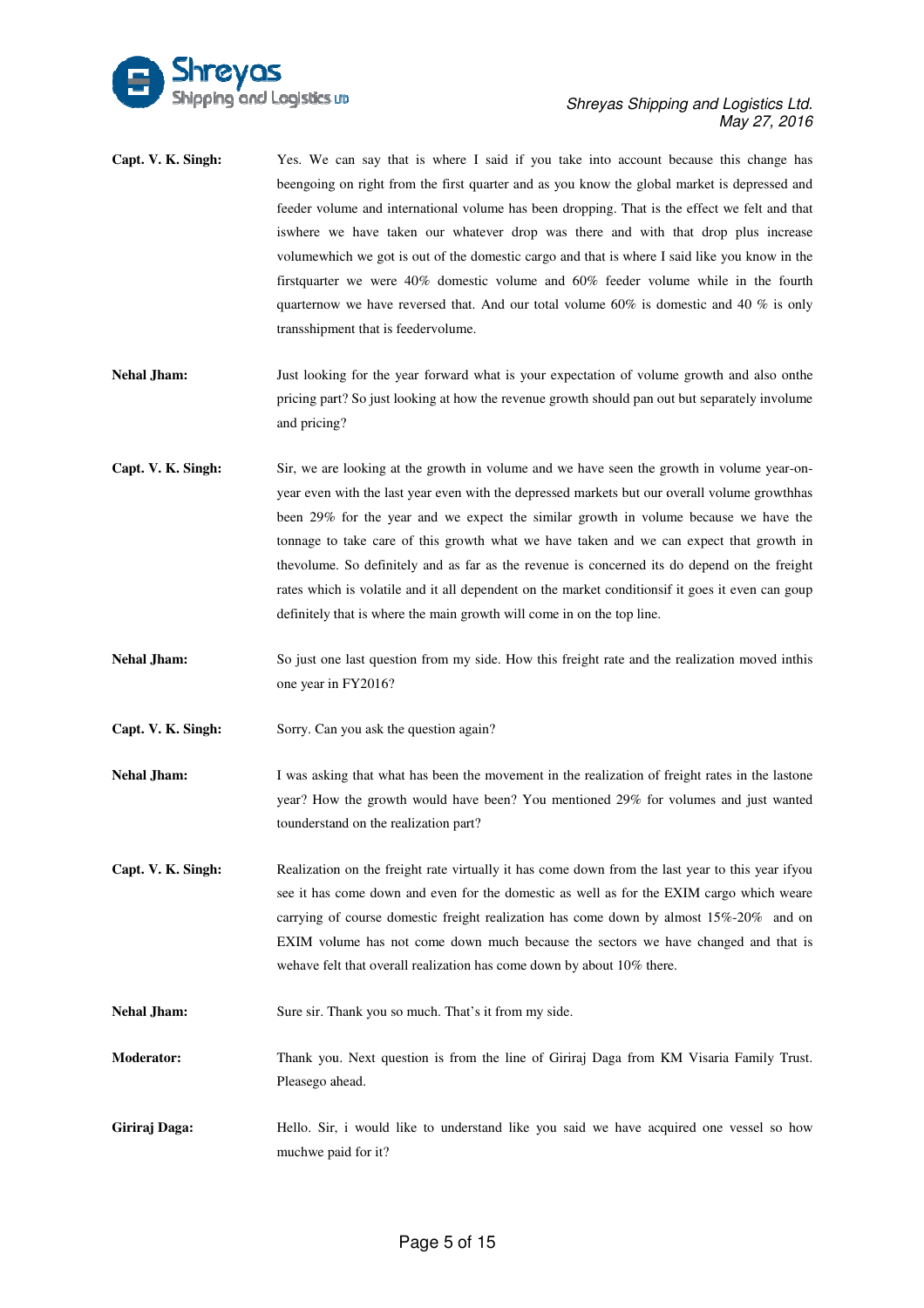**Capt. V. K. Singh:** Yes. We can say that is where I said if you take into account because this change has beengoing on right from the first quarter and as you know the global market is depressed and feeder volume and international volume has been dropping. That is the effect we felt and that iswhere we have taken our whatever drop was there and with that drop plus increase volumewhich we got is out of the domestic cargo and that is where I said like you know in the firstquarter we were 40% domestic volume and 60% feeder volume while in the fourth quarternow we have reversed that. And our total volume 60% is domestic and 40 % is only transshipment that is feedervolume.

**Nehal Jham:** Just looking for the year forward what is your expectation of volume growth and also onthe pricing part? So just looking at how the revenue growth should pan out but separately involume and pricing?

**Capt. V. K. Singh:** Sir, we are looking at the growth in volume and we have seen the growth in volume year-on-year even with the last year even with the depressed markets but our overall volume growthhas been 29% for the year and we expect the similar growth in volume because we have the tonnage to take care of this growth what we have taken and we can expect that growth in thevolume. So definitely and as far as the revenue is concerned its do depend on the freight rates which is volatile and it all dependent on the market conditionsif it goes it even can goup definitely that is where the main growth will come in on the top line.

**Nehal Jham:** So just one last question from my side. How this freight rate and the realization moved inthis one year in FY2016?

**Capt. V. K. Singh:** Sorry. Can you ask the question again?

**Nehal Jham:** I was asking that what has been the movement in the realization of freight rates in the lastone year? How the growth would have been? You mentioned 29% for volumes and just wanted tounderstand on the realization part?

**Capt. V. K. Singh:** Realization on the freight rate virtually it has come down from the last year to this year ifyou see it has come down and even for the domestic as well as for the EXIM cargo which weare carrying of course domestic freight realization has come down by almost 15%-20% and on EXIM volume has not come down much because the sectors we have changed and that is wehave felt that overall realization has come down by about 10% there.

**Nehal Jham:** Sure sir. Thank you so much. That's it from my side.

**Moderator:** Thank you. Next question is from the line of Giriraj Daga from KM Visaria Family Trust. Pleasego ahead.

**Giriraj Daga:** Hello. Sir, i would like to understand like you said we have acquired one vessel so how muchwe paid for it?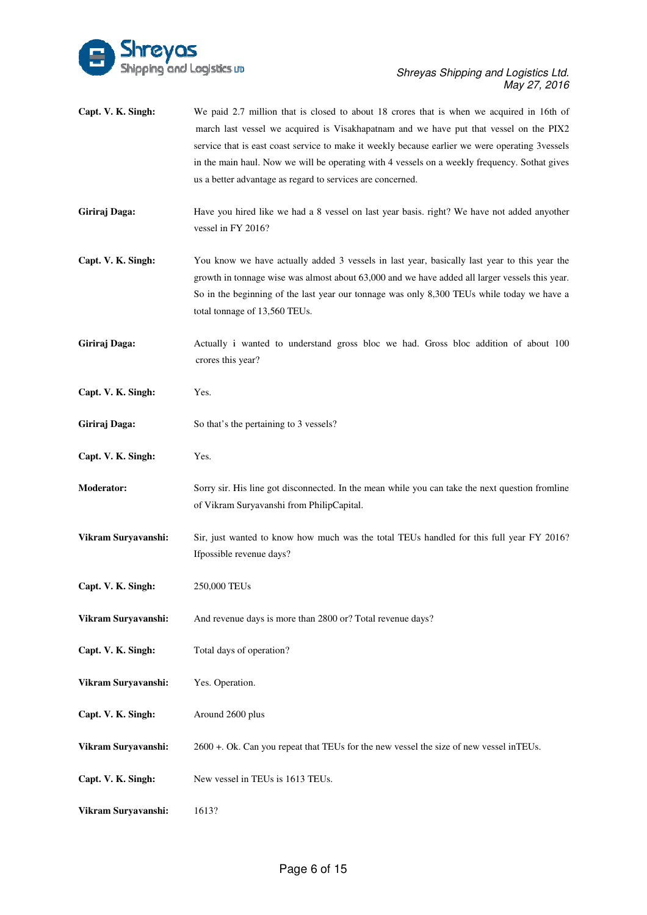**Capt. V. K. Singh:** We paid 2.7 million that is closed to about 18 crores that is when we acquired in 16th of march last vessel we acquired is Visakhapatnam and we have put that vessel on the PIX2 service that is east coast service to make it weekly because earlier we were operating 3vessels in the main haul. Now we will be operating with 4 vessels on a weekly frequency. Sothat gives us a better advantage as regard to services are concerned.

**Giriraj Daga:** Have you hired like we had a 8 vessel on last year basis. right? We have not added anyother vessel in FY 2016?

**Capt. V. K. Singh:** You know we have actually added 3 vessels in last year, basically last year to this year the growth in tonnage wise was almost about 63,000 and we have added all larger vessels this year. So in the beginning of the last year our tonnage was only 8,300 TEUs while today we have a total tonnage of 13,560 TEUs.

**Giriraj Daga:** Actually i wanted to understand gross bloc we had. Gross bloc addition of about 100 crores this year?

**Capt. V. K. Singh:** Yes.

**Giriraj Daga:** So that's the pertaining to 3 vessels?

**Capt. V. K. Singh:** Yes.

**Moderator:** Sorry sir. His line got disconnected. In the mean while you can take the next question fromline of Vikram Suryavanshi from PhilipCapital.

**Vikram Suryavanshi:** Sir, just wanted to know how much was the total TEUs handled for this full year FY 2016? Ifpossible revenue days?

**Capt. V. K. Singh:** 250,000 TEUs

**Vikram Suryavanshi:** And revenue days is more than 2800 or? Total revenue days?

**Capt. V. K. Singh:** Total days of operation?

**Vikram Suryavanshi:** Yes. Operation.

**Capt. V. K. Singh:** Around 2600 plus

**Vikram Suryavanshi:** 2600 +. Ok. Can you repeat that TEUs for the new vessel the size of new vessel inTEUs.

**Capt. V. K. Singh:** New vessel in TEUs is 1613 TEUs.

**Vikram Suryavanshi:** 1613?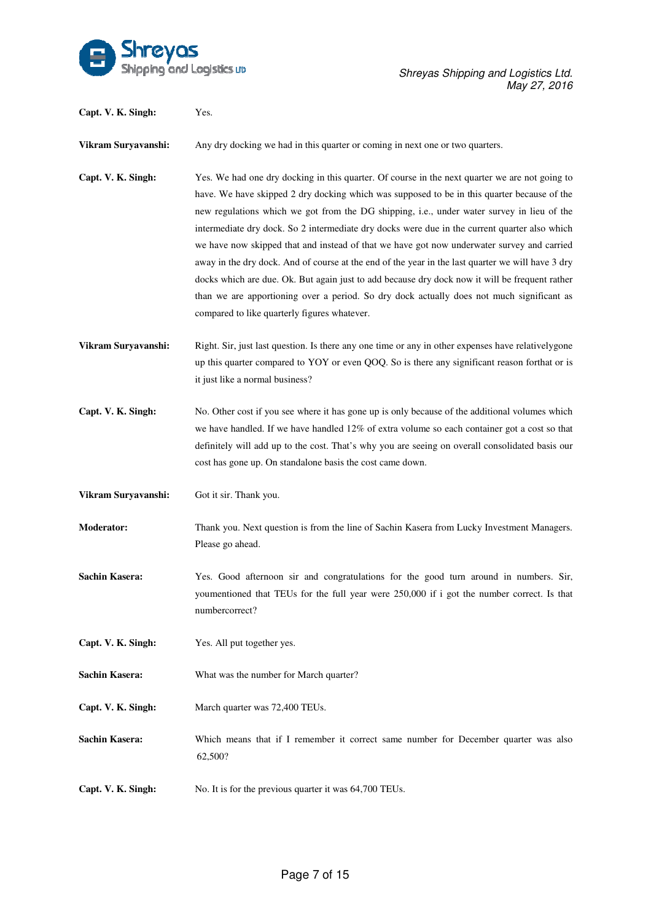**Capt. V. K. Singh:** Yes.

**Vikram Suryavanshi:** Any dry docking we had in this quarter or coming in next one or two quarters.

**Capt. V. K. Singh:** Yes. We had one dry docking in this quarter. Of course in the next quarter we are not going to have. We have skipped 2 dry docking which was supposed to be in this quarter because of the new regulations which we got from the DG shipping, i.e., under water survey in lieu of the intermediate dry dock. So 2 intermediate dry docks were due in the current quarter also which we have now skipped that and instead of that we have got now underwater survey and carried away in the dry dock. And of course at the end of the year in the last quarter we will have 3 dry docks which are due. Ok. But again just to add because dry dock now it will be frequent rather than we are apportioning over a period. So dry dock actually does not much significant as compared to like quarterly figures whatever.

**Vikram Suryavanshi:** Right. Sir, just last question. Is there any one time or any in other expenses have relativelygone up this quarter compared to YOY or even QOQ. So is there any significant reason forthat or is it just like a normal business?

**Capt. V. K. Singh:** No. Other cost if you see where it has gone up is only because of the additional volumes which we have handled. If we have handled 12% of extra volume so each container got a cost so that definitely will add up to the cost. That's why you are seeing on overall consolidated basis our cost has gone up. On standalone basis the cost came down.

**Vikram Suryavanshi:** Got it sir. Thank you.

**Moderator:** Thank you. Next question is from the line of Sachin Kasera from Lucky Investment Managers. Please go ahead.

**Sachin Kasera:** Yes. Good afternoon sir and congratulations for the good turn around in numbers. Sir, youmentioned that TEUs for the full year were 250,000 if i got the number correct. Is that numbercorrect?

**Capt. V. K. Singh:** Yes. All put together yes.

**Sachin Kasera:** What was the number for March quarter?

**Capt. V. K. Singh:** March quarter was 72,400 TEUs.

**Sachin Kasera:** Which means that if I remember it correct same number for December quarter was also 62,500?

**Capt. V. K. Singh:** No. It is for the previous quarter it was 64,700 TEUs.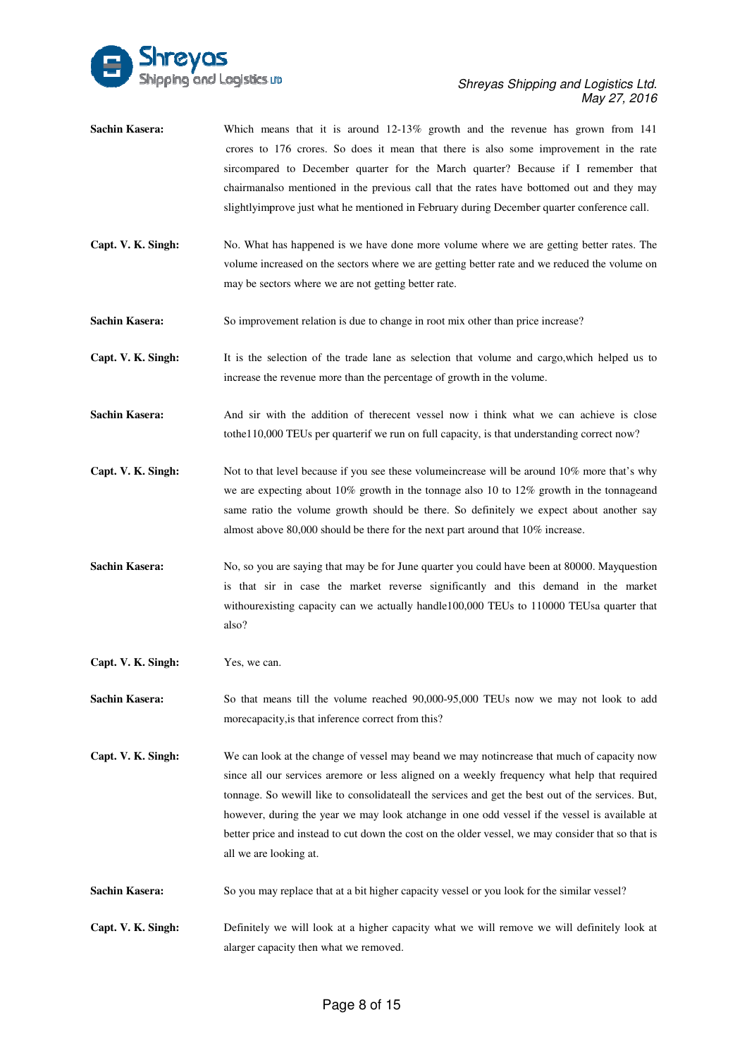**Sachin Kasera:** Which means that it is around 12-13% growth and the revenue has grown from 141 crores to 176 crores. So does it mean that there is also some improvement in the rate sircompared to December quarter for the March quarter? Because if I remember that chairmanalso mentioned in the previous call that the rates have bottomed out and they may slightlyimprove just what he mentioned in February during December quarter conference call.

**Capt. V. K. Singh:** No. What has happened is we have done more volume where we are getting better rates. The volume increased on the sectors where we are getting better rate and we reduced the volume on may be sectors where we are not getting better rate.

**Sachin Kasera:** So improvement relation is due to change in root mix other than price increase?

**Capt. V. K. Singh:** It is the selection of the trade lane as selection that volume and cargo,which helped us to increase the revenue more than the percentage of growth in the volume.

**Sachin Kasera:** And sir with the addition of therecent vessel now i think what we can achieve is close tothe110,000 TEUs per quarterif we run on full capacity, is that understanding correct now?

**Capt. V. K. Singh:** Not to that level because if you see these volumeincrease will be around 10% more that's why we are expecting about 10% growth in the tonnage also 10 to 12% growth in the tonnageand same ratio the volume growth should be there. So definitely we expect about another say almost above 80,000 should be there for the next part around that 10% increase.

**Sachin Kasera:** No, so you are saying that may be for June quarter you could have been at 80000. Mayquestion is that sir in case the market reverse significantly and this demand in the market withourexisting capacity can we actually handle100,000 TEUs to 110000 TEUsa quarter that also?

**Capt. V. K. Singh:** Yes, we can.

**Sachin Kasera:** So that means till the volume reached 90,000-95,000 TEUs now we may not look to add morecapacity,is that inference correct from this?

**Capt. V. K. Singh:** We can look at the change of vessel may beand we may notincrease that much of capacity now since all our services aremore or less aligned on a weekly frequency what help that required tonnage. So wewill like to consolidateall the services and get the best out of the services. But, however, during the year we may look atchange in one odd vessel if the vessel is available at better price and instead to cut down the cost on the older vessel, we may consider that so that is all we are looking at.

**Sachin Kasera:** So you may replace that at a bit higher capacity vessel or you look for the similar vessel?

**Capt. V. K. Singh:** Definitely we will look at a higher capacity what we will remove we will definitely look at alarger capacity then what we removed.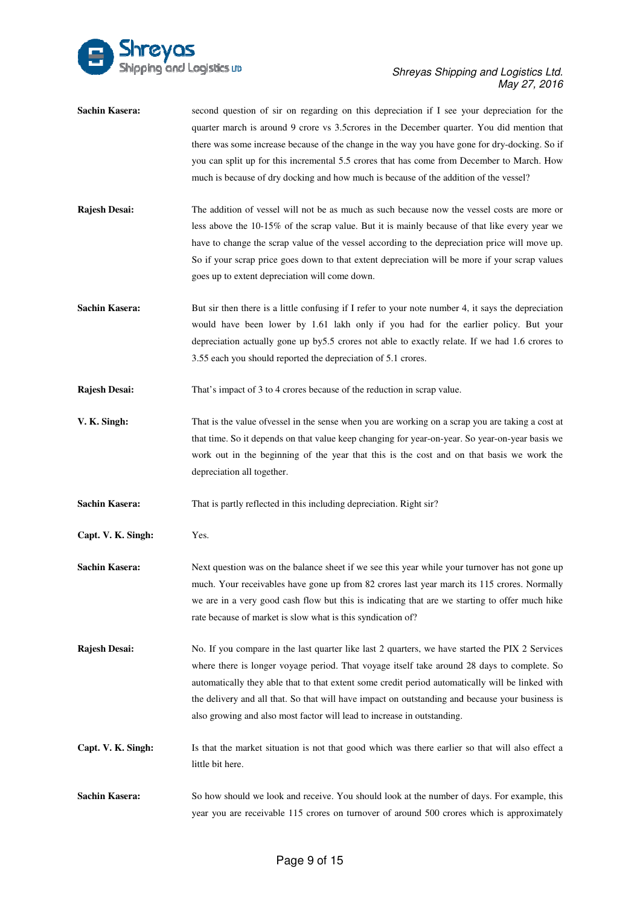**Sachin Kasera:** second question of sir on regarding on this depreciation if I see your depreciation for the quarter march is around 9 crore vs 3.5crores in the December quarter. You did mention that there was some increase because of the change in the way you have gone for dry-docking. So if you can split up for this incremental 5.5 crores that has come from December to March. How much is because of dry docking and how much is because of the addition of the vessel?

**Rajesh Desai:** The addition of vessel will not be as much as such because now the vessel costs are more or less above the 10-15% of the scrap value. But it is mainly because of that like every year we have to change the scrap value of the vessel according to the depreciation price will move up. So if your scrap price goes down to that extent depreciation will be more if your scrap values goes up to extent depreciation will come down.

**Sachin Kasera:** But sir then there is a little confusing if I refer to your note number 4, it says the depreciation would have been lower by 1.61 lakh only if you had for the earlier policy. But your depreciation actually gone up by5.5 crores not able to exactly relate. If we had 1.6 crores to 3.55 each you should reported the depreciation of 5.1 crores.

**Rajesh Desai:** That's impact of 3 to 4 crores because of the reduction in scrap value.

**V. K. Singh:** That is the value ofvessel in the sense when you are working on a scrap you are taking a cost at that time. So it depends on that value keep changing for year-on-year. So year-on-year basis we work out in the beginning of the year that this is the cost and on that basis we work the depreciation all together.

**Sachin Kasera:** That is partly reflected in this including depreciation. Right sir?

**Capt. V. K. Singh:** Yes.

**Sachin Kasera:** Next question was on the balance sheet if we see this year while your turnover has not gone up much. Your receivables have gone up from 82 crores last year march its 115 crores. Normally we are in a very good cash flow but this is indicating that are we starting to offer much hike rate because of market is slow what is this syndication of?

**Rajesh Desai:** No. If you compare in the last quarter like last 2 quarters, we have started the PIX 2 Services where there is longer voyage period. That voyage itself take around 28 days to complete. So automatically they able that to that extent some credit period automatically will be linked with the delivery and all that. So that will have impact on outstanding and because your business is also growing and also most factor will lead to increase in outstanding.

**Capt. V. K. Singh:** Is that the market situation is not that good which was there earlier so that will also effect a little bit here.

**Sachin Kasera:** So how should we look and receive. You should look at the number of days. For example, this year you are receivable 115 crores on turnover of around 500 crores which is approximately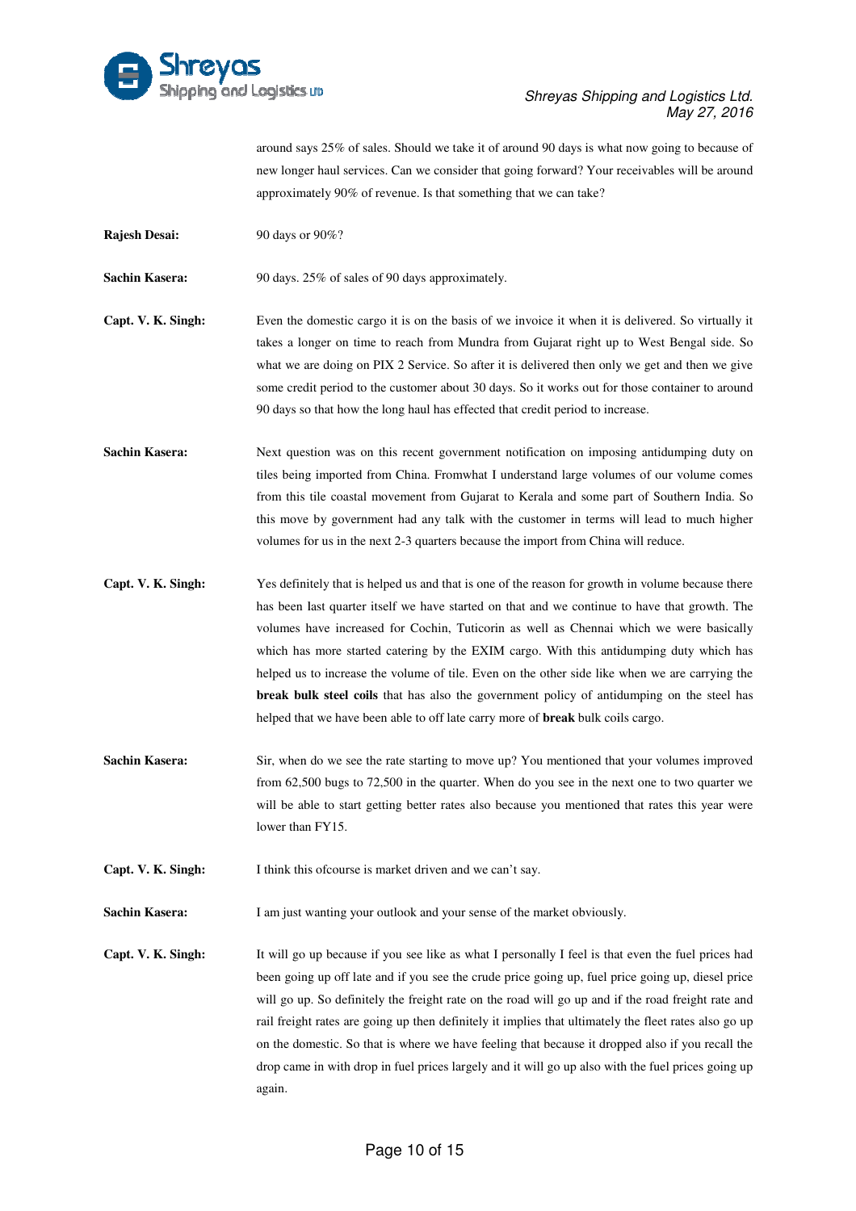around says 25% of sales. Should we take it of around 90 days is what now going to because of new longer haul services. Can we consider that going forward? Your receivables will be around approximately 90% of revenue. Is that something that we can take?

**Rajesh Desai:** 90 days or 90%?

**Sachin Kasera:** 90 days. 25% of sales of 90 days approximately.

**Capt. V. K. Singh:** Even the domestic cargo it is on the basis of we invoice it when it is delivered. So virtually it takes a longer on time to reach from Mundra from Gujarat right up to West Bengal side. So what we are doing on PIX 2 Service. So after it is delivered then only we get and then we give some credit period to the customer about 30 days. So it works out for those container to around 90 days so that how the long haul has effected that credit period to increase.

**Sachin Kasera:** Next question was on this recent government notification on imposing antidumping duty on tiles being imported from China. Fromwhat I understand large volumes of our volume comes from this tile coastal movement from Gujarat to Kerala and some part of Southern India. So this move by government had any talk with the customer in terms will lead to much higher volumes for us in the next 2-3 quarters because the import from China will reduce.

**Capt. V. K. Singh:** Yes definitely that is helped us and that is one of the reason for growth in volume because there has been last quarter itself we have started on that and we continue to have that growth. The volumes have increased for Cochin, Tuticorin as well as Chennai which we were basically which has more started catering by the EXIM cargo. With this antidumping duty which has helped us to increase the volume of tile. Even on the other side like when we are carrying the **break bulk steel coils** that has also the government policy of antidumping on the steel has helped that we have been able to off late carry more of **break** bulk coils cargo.

**Sachin Kasera:** Sir, when do we see the rate starting to move up? You mentioned that your volumes improved from 62,500 bugs to 72,500 in the quarter. When do you see in the next one to two quarter we will be able to start getting better rates also because you mentioned that rates this year were lower than FY15.

**Capt. V. K. Singh:** I think this ofcourse is market driven and we can't say.

**Sachin Kasera:** I am just wanting your outlook and your sense of the market obviously.

**Capt. V. K. Singh:** It will go up because if you see like as what I personally I feel is that even the fuel prices had been going up off late and if you see the crude price going up, fuel price going up, diesel price will go up. So definitely the freight rate on the road will go up and if the road freight rate and rail freight rates are going up then definitely it implies that ultimately the fleet rates also go up on the domestic. So that is where we have feeling that because it dropped also if you recall the drop came in with drop in fuel prices largely and it will go up also with the fuel prices going up again.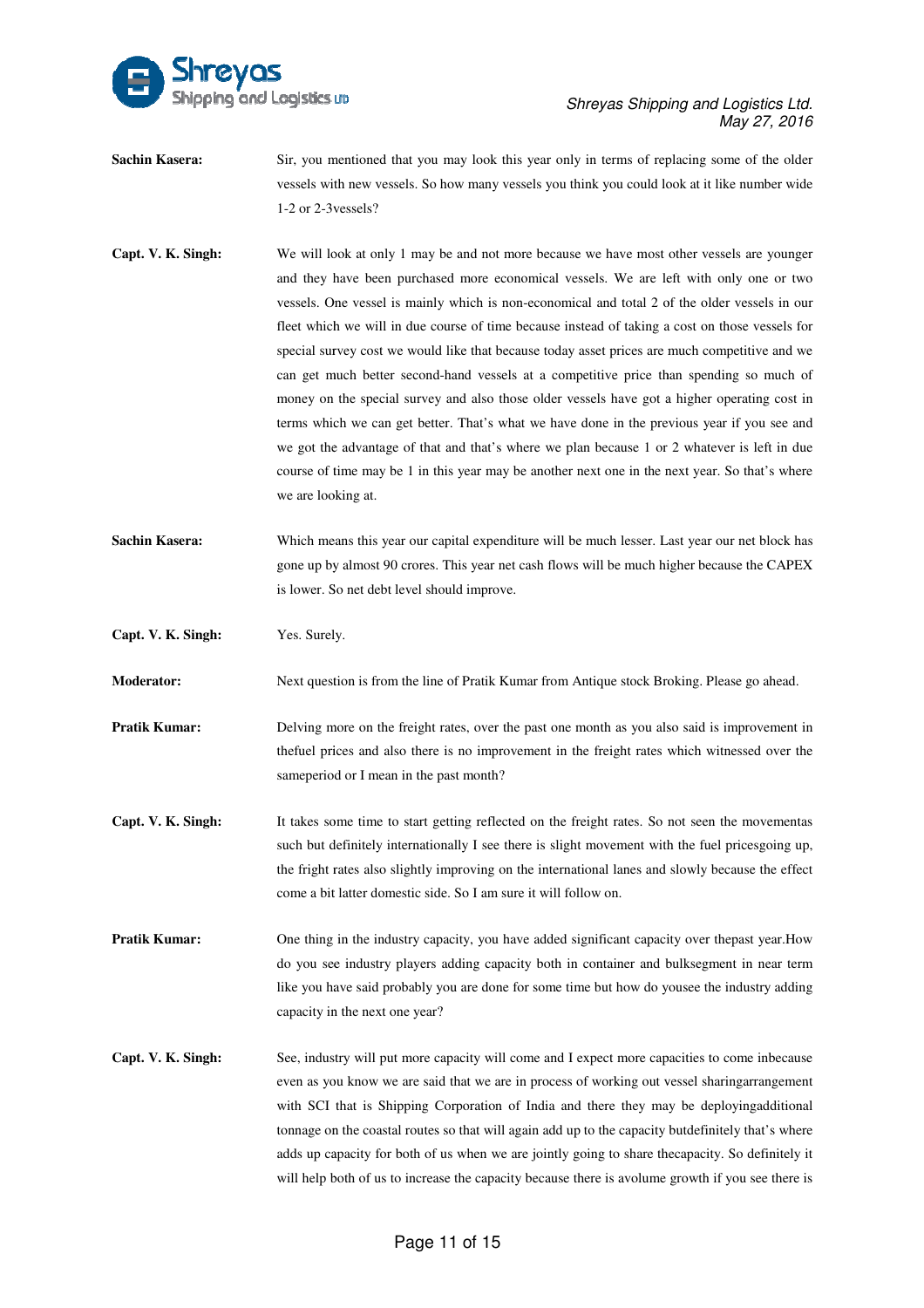**Sachin Kasera:** Sir, you mentioned that you may look this year only in terms of replacing some of the older vessels with new vessels. So how many vessels you think you could look at it like number wide 1-2 or 2-3vessels?

**Capt. V. K. Singh:** We will look at only 1 may be and not more because we have most other vessels are younger and they have been purchased more economical vessels. We are left with only one or two vessels. One vessel is mainly which is non-economical and total 2 of the older vessels in our fleet which we will in due course of time because instead of taking a cost on those vessels for special survey cost we would like that because today asset prices are much competitive and we can get much better second-hand vessels at a competitive price than spending so much of money on the special survey and also those older vessels have got a higher operating cost in terms which we can get better. That's what we have done in the previous year if you see and we got the advantage of that and that's where we plan because 1 or 2 whatever is left in due course of time may be 1 in this year may be another next one in the next year. So that's where we are looking at.

**Sachin Kasera:** Which means this year our capital expenditure will be much lesser. Last year our net block has gone up by almost 90 crores. This year net cash flows will be much higher because the CAPEX is lower. So net debt level should improve.

**Capt. V. K. Singh:** Yes. Surely.

**Moderator:** Next question is from the line of Pratik Kumar from Antique stock Broking. Please go ahead.

**Pratik Kumar:** Delving more on the freight rates, over the past one month as you also said is improvement in thefuel prices and also there is no improvement in the freight rates which witnessed over the sameperiod or I mean in the past month?

**Capt. V. K. Singh:** It takes some time to start getting reflected on the freight rates. So not seen the movementas such but definitely internationally I see there is slight movement with the fuel pricesgoing up, the fright rates also slightly improving on the international lanes and slowly because the effect come a bit latter domestic side. So I am sure it will follow on.

**Pratik Kumar:** One thing in the industry capacity, you have added significant capacity over thepast year.How do you see industry players adding capacity both in container and bulksegment in near term like you have said probably you are done for some time but how do yousee the industry adding capacity in the next one year?

**Capt. V. K. Singh:** See, industry will put more capacity will come and I expect more capacities to come inbecause even as you know we are said that we are in process of working out vessel sharingarrangement with SCI that is Shipping Corporation of India and there they may be deployingadditional tonnage on the coastal routes so that will again add up to the capacity butdefinitely that's where adds up capacity for both of us when we are jointly going to share thecapacity. So definitely it will help both of us to increase the capacity because there is avolume growth if you see there is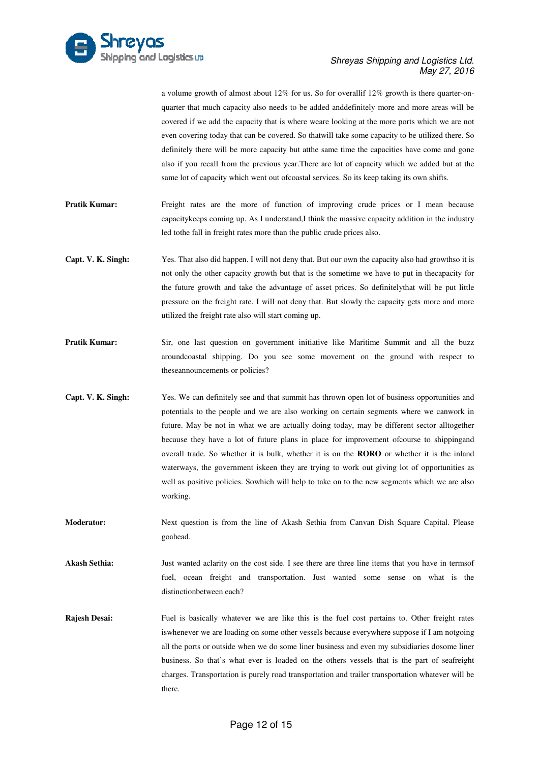a volume growth of almost about 12% for us. So for overallif 12% growth is there quarter-on-quarter that much capacity also needs to be added anddefinitely more and more areas will be covered if we add the capacity that is where weare looking at the more ports which we are not even covering today that can be covered. So thatwill take some capacity to be utilized there. So definitely there will be more capacity but atthe same time the capacities have come and gone also if you recall from the previous year.There are lot of capacity which we added but at the same lot of capacity which went out ofcoastal services. So its keep taking its own shifts.

**Pratik Kumar:** Freight rates are the more of function of improving crude prices or I mean because capacitykeeps coming up. As I understand,I think the massive capacity addition in the industry led tothe fall in freight rates more than the public crude prices also.

**Capt. V. K. Singh:** Yes. That also did happen. I will not deny that. But our own the capacity also had growthso it is not only the other capacity growth but that is the sometime we have to put in thecapacity for the future growth and take the advantage of asset prices. So definitelythat will be put little pressure on the freight rate. I will not deny that. But slowly the capacity gets more and more utilized the freight rate also will start coming up.

**Pratik Kumar:** Sir, one last question on government initiative like Maritime Summit and all the buzz aroundcoastal shipping. Do you see some movement on the ground with respect to theseannouncements or policies?

**Capt. V. K. Singh:** Yes. We can definitely see and that summit has thrown open lot of business opportunities and potentials to the people and we are also working on certain segments where we canwork in future. May be not in what we are actually doing today, may be different sector alltogether because they have a lot of future plans in place for improvement ofcourse to shippingand overall trade. So whether it is bulk, whether it is on the **RORO** or whether it is the inland waterways, the government iskeen they are trying to work out giving lot of opportunities as well as positive policies. Sowhich will help to take on to the new segments which we are also working.

**Moderator:** Next question is from the line of Akash Sethia from Canvan Dish Square Capital. Please goahead.

**Akash Sethia:** Just wanted aclarity on the cost side. I see there are three line items that you have in termsof fuel, ocean freight and transportation. Just wanted some sense on what is the distinctionbetween each?

**Rajesh Desai:** Fuel is basically whatever we are like this is the fuel cost pertains to. Other freight rates iswhenever we are loading on some other vessels because everywhere suppose if I am notgoing all the ports or outside when we do some liner business and even my subsidiaries dosome liner business. So that's what ever is loaded on the others vessels that is the part of seafreight charges. Transportation is purely road transportation and trailer transportation whatever will be there.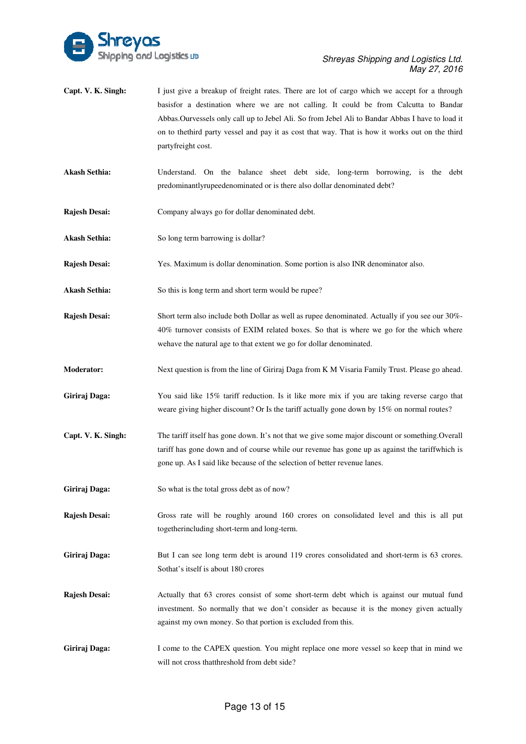**Capt. V. K. Singh:** I just give a breakup of freight rates. There are lot of cargo which we accept for a through basisfor a destination where we are not calling. It could be from Calcutta to Bandar Abbas.Ourvessels only call up to Jebel Ali. So from Jebel Ali to Bandar Abbas I have to load it on to thethird party vessel and pay it as cost that way. That is how it works out on the third partyfreight cost.

**Akash Sethia:** Understand. On the balance sheet debt side, long-term borrowing, is the debt predominantlyrupeedenominated or is there also dollar denominated debt?

**Rajesh Desai:** Company always go for dollar denominated debt.

**Akash Sethia:** So long term barrowing is dollar?

**Rajesh Desai:** Yes. Maximum is dollar denomination. Some portion is also INR denominator also.

**Akash Sethia:** So this is long term and short term would be rupee?

**Rajesh Desai:** Short term also include both Dollar as well as rupee denominated. Actually if you see our 30%-40% turnover consists of EXIM related boxes. So that is where we go for the which where wehave the natural age to that extent we go for dollar denominated.

**Moderator:** Next question is from the line of Giriraj Daga from K M Visaria Family Trust. Please go ahead.

**Giriraj Daga:** You said like 15% tariff reduction. Is it like more mix if you are taking reverse cargo that weare giving higher discount? Or Is the tariff actually gone down by 15% on normal routes?

**Capt. V. K. Singh:** The tariff itself has gone down. It's not that we give some major discount or something.Overall tariff has gone down and of course while our revenue has gone up as against the tariffwhich is gone up. As I said like because of the selection of better revenue lanes.

**Giriraj Daga:** So what is the total gross debt as of now?

**Rajesh Desai:** Gross rate will be roughly around 160 crores on consolidated level and this is all put togetherincluding short-term and long-term.

**Giriraj Daga:** But I can see long term debt is around 119 crores consolidated and short-term is 63 crores. Sothat's itself is about 180 crores

**Rajesh Desai:** Actually that 63 crores consist of some short-term debt which is against our mutual fund investment. So normally that we don't consider as because it is the money given actually against my own money. So that portion is excluded from this.

**Giriraj Daga:** I come to the CAPEX question. You might replace one more vessel so keep that in mind we will not cross thatthreshold from debt side?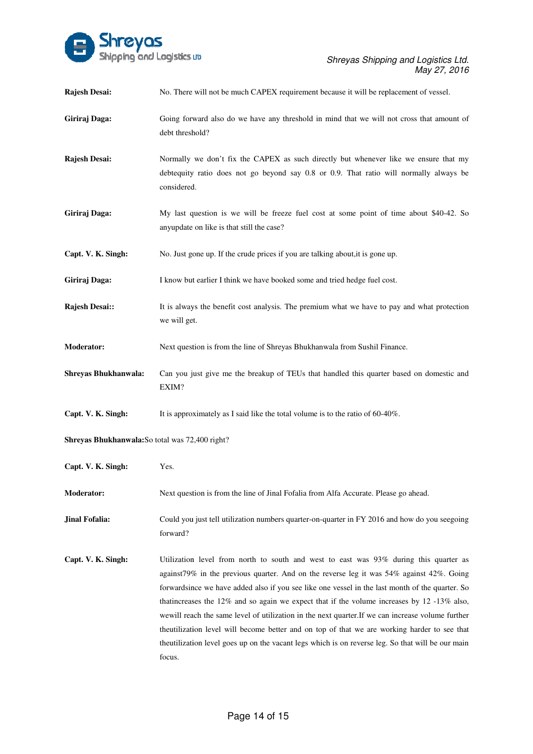**Rajesh Desai:** No. There will not be much CAPEX requirement because it will be replacement of vessel.

**Giriraj Daga:** Going forward also do we have any threshold in mind that we will not cross that amount of debt threshold?

**Rajesh Desai:** Normally we don't fix the CAPEX as such directly but whenever like we ensure that my debtequity ratio does not go beyond say 0.8 or 0.9. That ratio will normally always be considered.

**Giriraj Daga:** My last question is we will be freeze fuel cost at some point of time about $40-42. So anyupdate on like is that still the case?

**Capt. V. K. Singh:** No. Just gone up. If the crude prices if you are talking about,it is gone up.

**Giriraj Daga:** I know but earlier I think we have booked some and tried hedge fuel cost.

**Rajesh Desai::** It is always the benefit cost analysis. The premium what we have to pay and what protection we will get.

**Moderator:** Next question is from the line of Shreyas Bhukhanwala from Sushil Finance.

**Shreyas Bhukhanwala:** Can you just give me the breakup of TEUs that handled this quarter based on domestic and EXIM?

**Capt. V. K. Singh:** It is approximately as I said like the total volume is to the ratio of 60-40%.

**Shreyas Bhukhanwala:** So total was 72,400 right?

**Capt. V. K. Singh:** Yes.

**Moderator:** Next question is from the line of Jinal Fofalia from Alfa Accurate. Please go ahead.

**Jinal Fofalia:** Could you just tell utilization numbers quarter-on-quarter in FY 2016 and how do you seegoing forward?

**Capt. V. K. Singh:** Utilization level from north to south and west to east was 93% during this quarter as against79% in the previous quarter. And on the reverse leg it was 54% against 42%. Going forwardsince we have added also if you see like one vessel in the last month of the quarter. So thatincreases the 12% and so again we expect that if the volume increases by 12 -13% also, wewill reach the same level of utilization in the next quarter.If we can increase volume further theutilization level will become better and on top of that we are working harder to see that theutilization level goes up on the vacant legs which is on reverse leg. So that will be our main focus.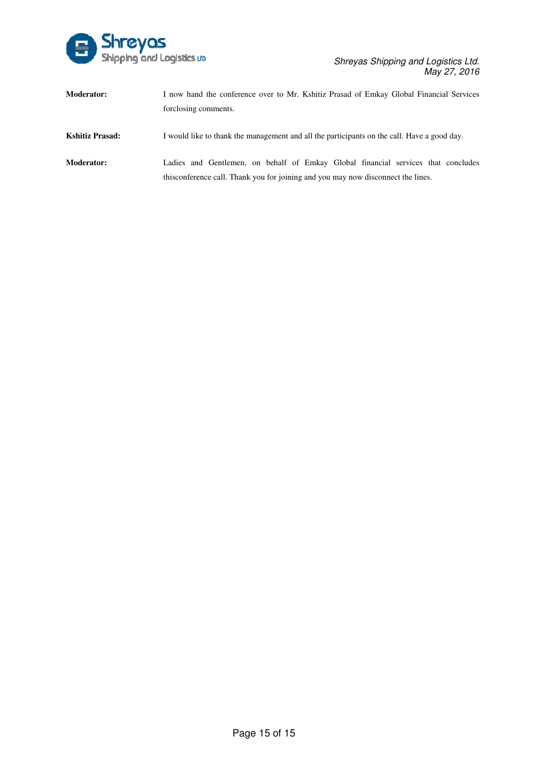**Moderator:** I now hand the conference over to Mr. Kshitiz Prasad of Emkay Global Financial Services forclosing comments.

**Kshitiz Prasad:** I would like to thank the management and all the participants on the call. Have a good day.

**Moderator:** Ladies and Gentlemen, on behalf of Emkay Global financial services that concludes thisconference call. Thank you for joining and you may now disconnect the lines.